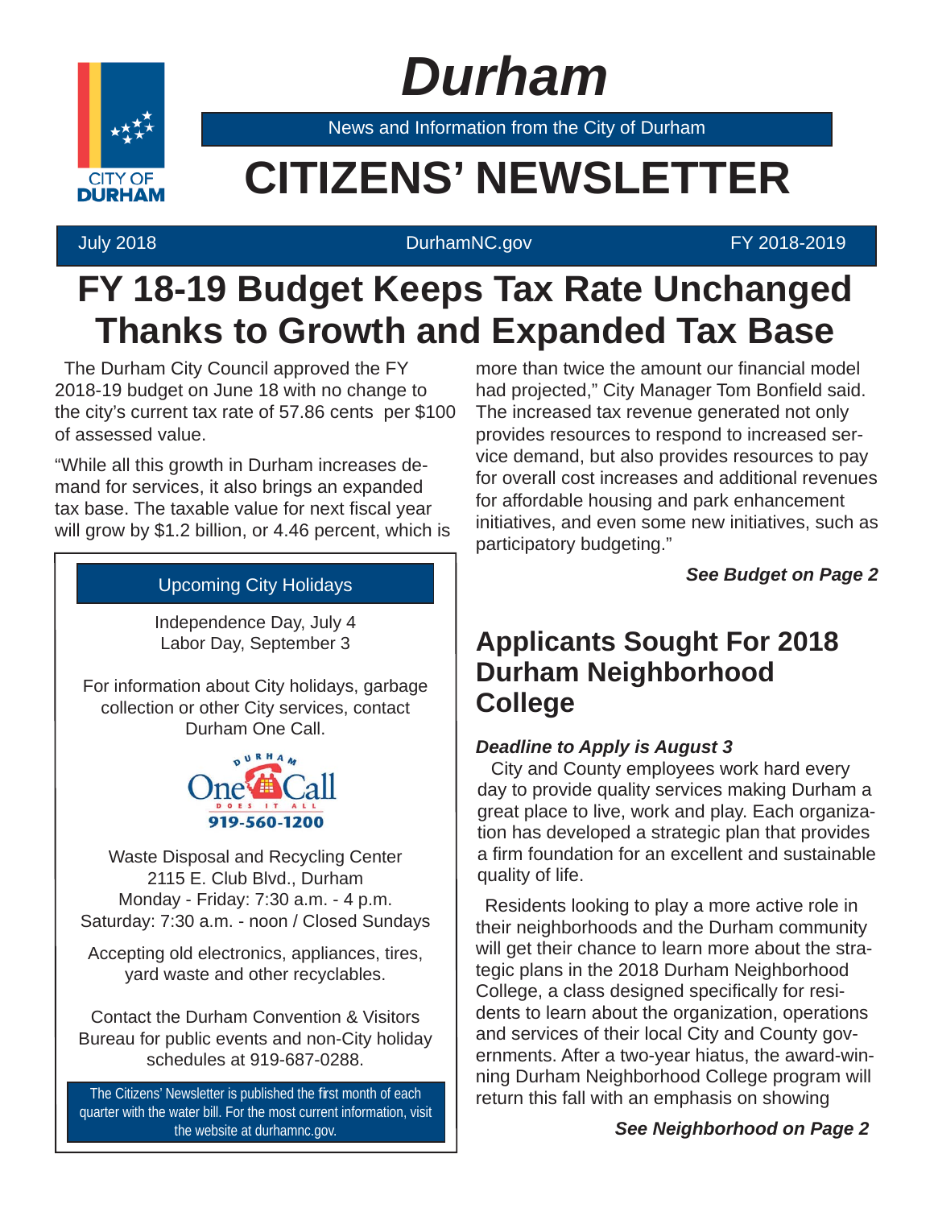# Durham

News and Information from the City of Durham

# CITIZENS' NEWSLETTER

July 2018 | DurhamNC.gov | FY 2018-2019

## FY 18-19 Budget Keeps Tax Rate Unchanged Thanks to Growth and Expanded Tax Base

The Durham City Council approved the FY 2018-19 budget on June 18 with no change to the city's current tax rate of 57.86 cents per $100 of assessed value.

"While all this growth in Durham increases demand for services, it also brings an expanded tax base. The taxable value for next fiscal year will grow by $1.2 billion, or 4.46 percent, which is more than twice the amount our financial model had projected," City Manager Tom Bonfield said. The increased tax revenue generated not only provides resources to respond to increased service demand, but also provides resources to pay for overall cost increases and additional revenues for affordable housing and park enhancement initiatives, and even some new initiatives, such as participatory budgeting."

***See Budget on Page 2***

### Upcoming City Holidays

Independence Day, July 4
Labor Day, September 3

For information about City holidays, garbage collection or other City services, contact Durham One Call.

Durham One Call – Does It All
919-560-1200

Waste Disposal and Recycling Center
2115 E. Club Blvd., Durham
Monday - Friday: 7:30 a.m. - 4 p.m.
Saturday: 7:30 a.m. - noon / Closed Sundays

Accepting old electronics, appliances, tires, yard waste and other recyclables.

Contact the Durham Convention & Visitors Bureau for public events and non-City holiday schedules at 919-687-0288.

The Citizens' Newsletter is published the first month of each quarter with the water bill. For the most current information, visit the website at durhamnc.gov.

## Applicants Sought For 2018 Durham Neighborhood College

***Deadline to Apply is August 3***

City and County employees work hard every day to provide quality services making Durham a great place to live, work and play. Each organization has developed a strategic plan that provides a firm foundation for an excellent and sustainable quality of life.

Residents looking to play a more active role in their neighborhoods and the Durham community will get their chance to learn more about the strategic plans in the 2018 Durham Neighborhood College, a class designed specifically for residents to learn about the organization, operations and services of their local City and County governments. After a two-year hiatus, the award-winning Durham Neighborhood College program will return this fall with an emphasis on showing

***See Neighborhood on Page 2***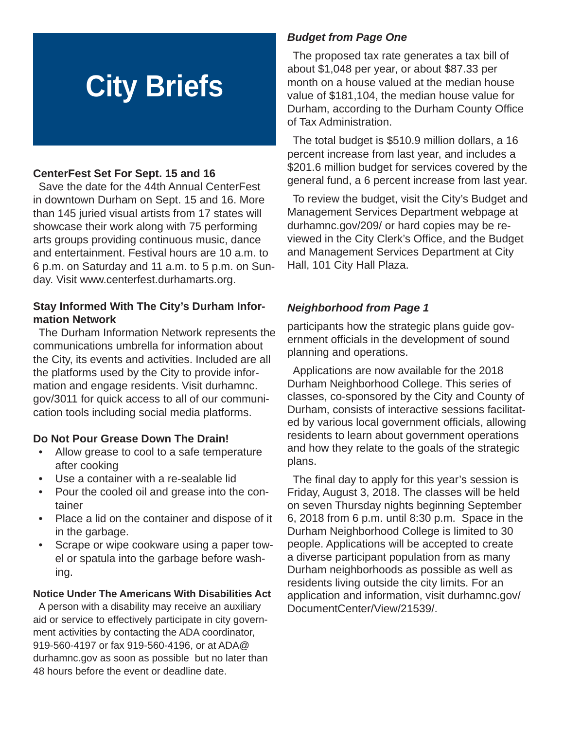# City Briefs

### CenterFest Set For Sept. 15 and 16

Save the date for the 44th Annual CenterFest in downtown Durham on Sept. 15 and 16. More than 145 juried visual artists from 17 states will showcase their work along with 75 performing arts groups providing continuous music, dance and entertainment. Festival hours are 10 a.m. to 6 p.m. on Saturday and 11 a.m. to 5 p.m. on Sunday. Visit www.centerfest.durhamarts.org.

### Stay Informed With The City's Durham Information Network

The Durham Information Network represents the communications umbrella for information about the City, its events and activities. Included are all the platforms used by the City to provide information and engage residents. Visit durhamnc.gov/3011 for quick access to all of our communication tools including social media platforms.

### Do Not Pour Grease Down The Drain!

- Allow grease to cool to a safe temperature after cooking
- Use a container with a re-sealable lid
- Pour the cooled oil and grease into the container
- Place a lid on the container and dispose of it in the garbage.
- Scrape or wipe cookware using a paper towel or spatula into the garbage before washing.

### Notice Under The Americans With Disabilities Act

A person with a disability may receive an auxiliary aid or service to effectively participate in city government activities by contacting the ADA coordinator, 919-560-4197 or fax 919-560-4196, or at ADA@durhamnc.gov as soon as possible but no later than 48 hours before the event or deadline date.

### *Budget from Page One*

The proposed tax rate generates a tax bill of about $1,048 per year, or about $87.33 per month on a house valued at the median house value of $181,104, the median house value for Durham, according to the Durham County Office of Tax Administration.

The total budget is $510.9 million dollars, a 16 percent increase from last year, and includes a $201.6 million budget for services covered by the general fund, a 6 percent increase from last year.

To review the budget, visit the City's Budget and Management Services Department webpage at durhamnc.gov/209/ or hard copies may be reviewed in the City Clerk's Office, and the Budget and Management Services Department at City Hall, 101 City Hall Plaza.

### *Neighborhood from Page 1*

participants how the strategic plans guide government officials in the development of sound planning and operations.

Applications are now available for the 2018 Durham Neighborhood College. This series of classes, co-sponsored by the City and County of Durham, consists of interactive sessions facilitated by various local government officials, allowing residents to learn about government operations and how they relate to the goals of the strategic plans.

The final day to apply for this year's session is Friday, August 3, 2018. The classes will be held on seven Thursday nights beginning September 6, 2018 from 6 p.m. until 8:30 p.m. Space in the Durham Neighborhood College is limited to 30 people. Applications will be accepted to create a diverse participant population from as many Durham neighborhoods as possible as well as residents living outside the city limits. For an application and information, visit durhamnc.gov/DocumentCenter/View/21539/.